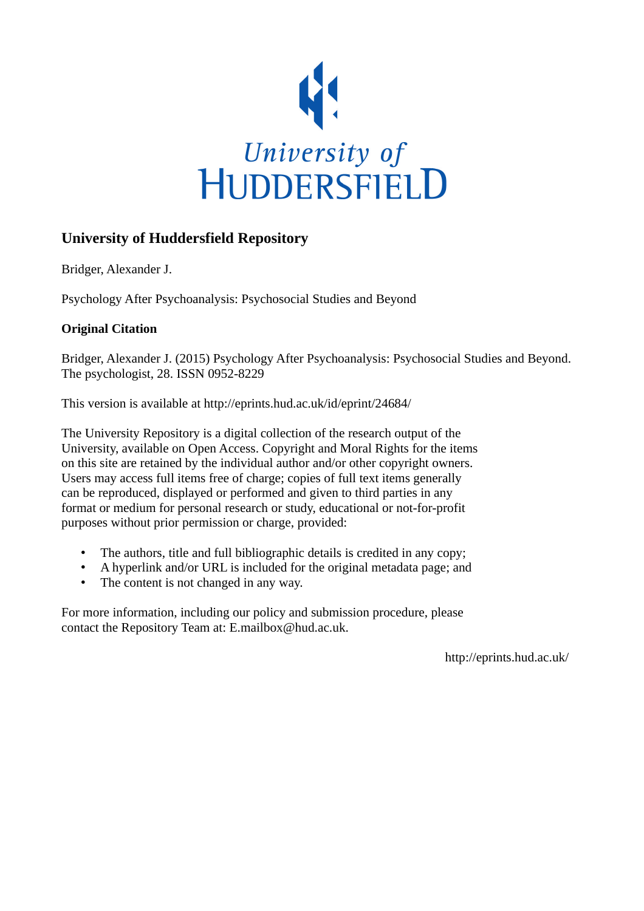# University of Huddersfield Repository

Bridger, Alexander J.

Psychology After Psychoanalysis: Psychosocial Studies and Beyond

**Original Citation**

Bridger, Alexander J. (2015) Psychology After Psychoanalysis: Psychosocial Studies and Beyond. The psychologist, 28. ISSN 0952-8229

This version is available at http://eprints.hud.ac.uk/id/eprint/24684/

The University Repository is a digital collection of the research output of the University, available on Open Access. Copyright and Moral Rights for the items on this site are retained by the individual author and/or other copyright owners. Users may access full items free of charge; copies of full text items generally can be reproduced, displayed or performed and given to third parties in any format or medium for personal research or study, educational or not-for-profit purposes without prior permission or charge, provided:

- The authors, title and full bibliographic details is credited in any copy;
- A hyperlink and/or URL is included for the original metadata page; and
- The content is not changed in any way.

For more information, including our policy and submission procedure, please contact the Repository Team at: E.mailbox@hud.ac.uk.

http://eprints.hud.ac.uk/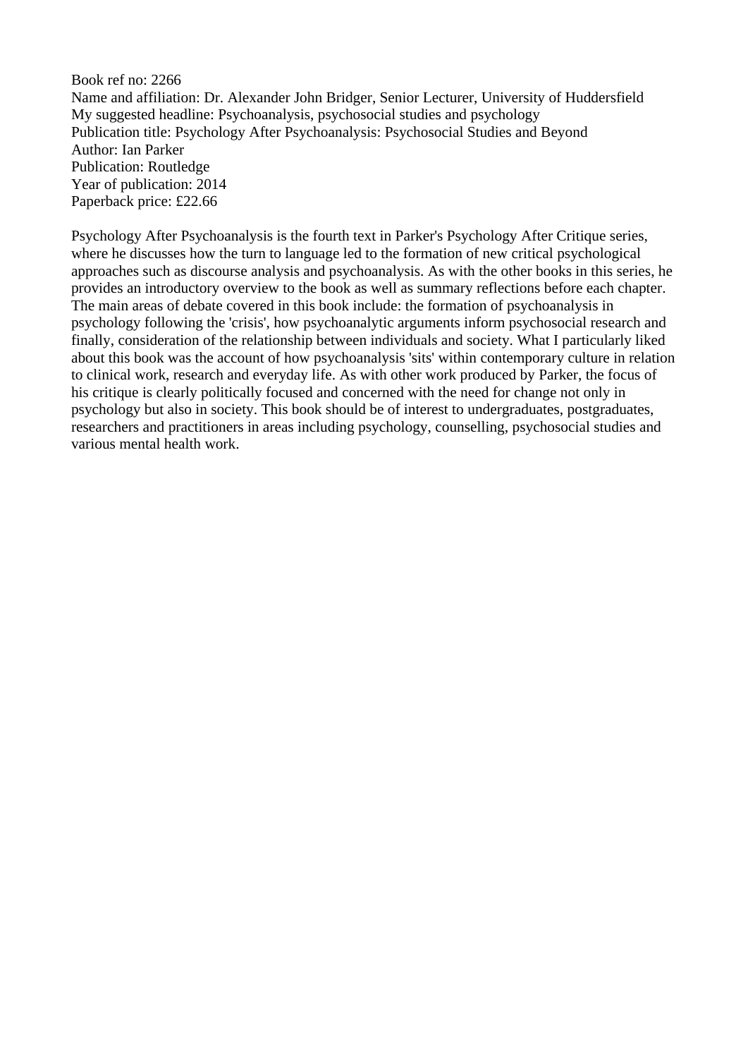Book ref no: 2266
Name and affiliation: Dr. Alexander John Bridger, Senior Lecturer, University of Huddersfield
My suggested headline: Psychoanalysis, psychosocial studies and psychology
Publication title: Psychology After Psychoanalysis: Psychosocial Studies and Beyond
Author: Ian Parker
Publication: Routledge
Year of publication: 2014
Paperback price: £22.66

Psychology After Psychoanalysis is the fourth text in Parker's Psychology After Critique series, where he discusses how the turn to language led to the formation of new critical psychological approaches such as discourse analysis and psychoanalysis. As with the other books in this series, he provides an introductory overview to the book as well as summary reflections before each chapter. The main areas of debate covered in this book include: the formation of psychoanalysis in psychology following the 'crisis', how psychoanalytic arguments inform psychosocial research and finally, consideration of the relationship between individuals and society. What I particularly liked about this book was the account of how psychoanalysis 'sits' within contemporary culture in relation to clinical work, research and everyday life. As with other work produced by Parker, the focus of his critique is clearly politically focused and concerned with the need for change not only in psychology but also in society. This book should be of interest to undergraduates, postgraduates, researchers and practitioners in areas including psychology, counselling, psychosocial studies and various mental health work.